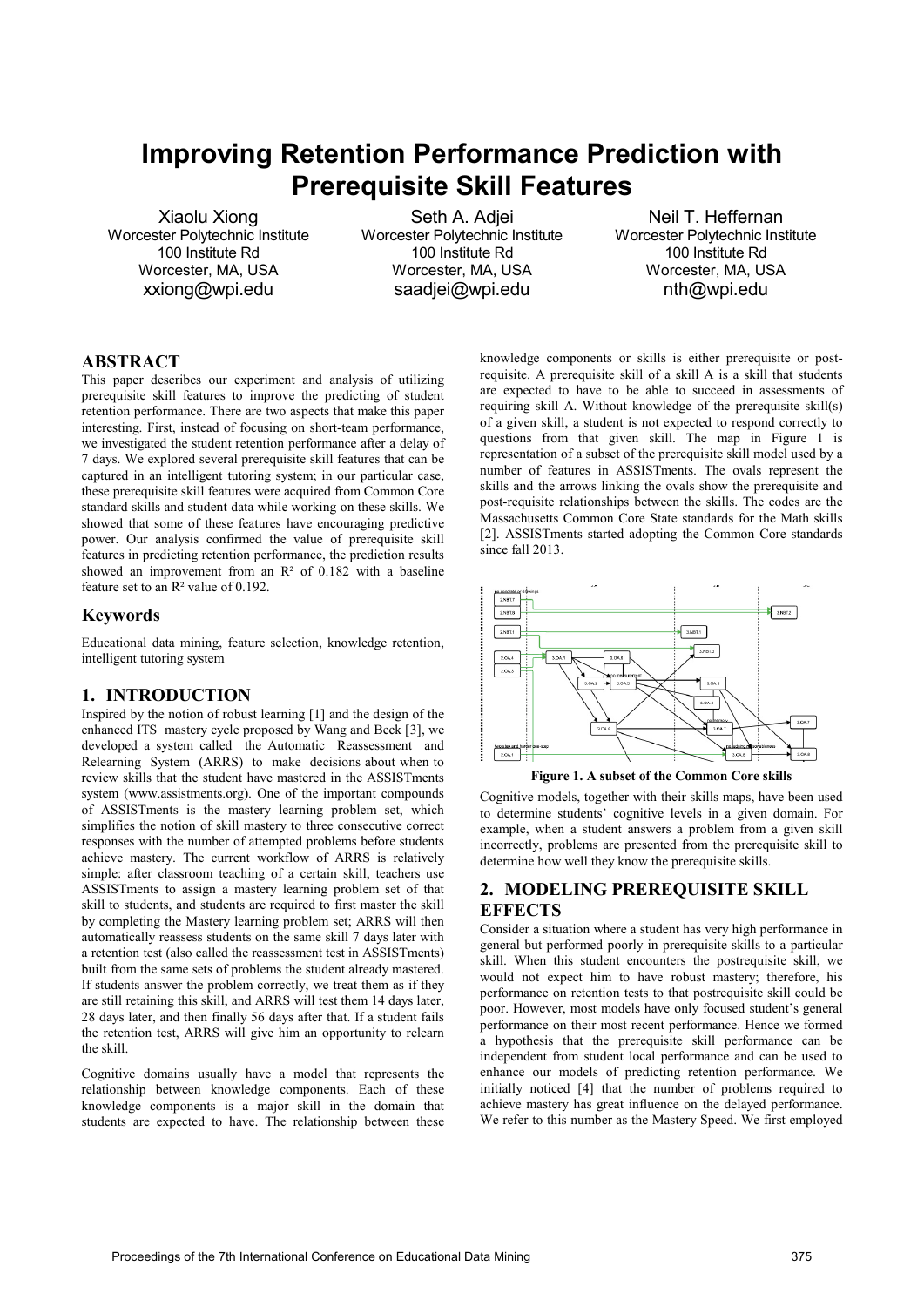# Improving Retention Performance Prediction with Prerequisite Skill Features

Xiaolu Xiong
Worcester Polytechnic Institute
100 Institute Rd
Worcester, MA, USA
xxiong@wpi.edu

Seth A. Adjei
Worcester Polytechnic Institute
100 Institute Rd
Worcester, MA, USA
saadjei@wpi.edu

Neil T. Heffernan
Worcester Polytechnic Institute
100 Institute Rd
Worcester, MA, USA
nth@wpi.edu

## ABSTRACT

This paper describes our experiment and analysis of utilizing prerequisite skill features to improve the predicting of student retention performance. There are two aspects that make this paper interesting. First, instead of focusing on short-team performance, we investigated the student retention performance after a delay of 7 days. We explored several prerequisite skill features that can be captured in an intelligent tutoring system; in our particular case, these prerequisite skill features were acquired from Common Core standard skills and student data while working on these skills. We showed that some of these features have encouraging predictive power. Our analysis confirmed the value of prerequisite skill features in predicting retention performance, the prediction results showed an improvement from an $R^2$ of 0.182 with a baseline feature set to an $R^2$ value of 0.192.

## Keywords

Educational data mining, feature selection, knowledge retention, intelligent tutoring system

## 1. INTRODUCTION

Inspired by the notion of robust learning [1] and the design of the enhanced ITS mastery cycle proposed by Wang and Beck [3], we developed a system called the Automatic Reassessment and Relearning System (ARRS) to make decisions about when to review skills that the student have mastered in the ASSISTments system (www.assistments.org). One of the important compounds of ASSISTments is the mastery learning problem set, which simplifies the notion of skill mastery to three consecutive correct responses with the number of attempted problems before students achieve mastery. The current workflow of ARRS is relatively simple: after classroom teaching of a certain skill, teachers use ASSISTments to assign a mastery learning problem set of that skill to students, and students are required to first master the skill by completing the Mastery learning problem set; ARRS will then automatically reassess students on the same skill 7 days later with a retention test (also called the reassessment test in ASSISTments) built from the same sets of problems the student already mastered. If students answer the problem correctly, we treat them as if they are still retaining this skill, and ARRS will test them 14 days later, 28 days later, and then finally 56 days after that. If a student fails the retention test, ARRS will give him an opportunity to relearn the skill.

Cognitive domains usually have a model that represents the relationship between knowledge components. Each of these knowledge components is a major skill in the domain that students are expected to have. The relationship between these knowledge components or skills is either prerequisite or post-requisite. A prerequisite skill of a skill A is a skill that students are expected to have to be able to succeed in assessments of requiring skill A. Without knowledge of the prerequisite skill(s) of a given skill, a student is not expected to respond correctly to questions from that given skill. The map in Figure 1 is representation of a subset of the prerequisite skill model used by a number of features in ASSISTments. The ovals represent the skills and the arrows linking the ovals show the prerequisite and post-requisite relationships between the skills. The codes are the Massachusetts Common Core State standards for the Math skills [2]. ASSISTments started adopting the Common Core standards since fall 2013.

**Figure 1. A subset of the Common Core skills**

Cognitive models, together with their skills maps, have been used to determine students' cognitive levels in a given domain. For example, when a student answers a problem from a given skill incorrectly, problems are presented from the prerequisite skill to determine how well they know the prerequisite skills.

## 2. MODELING PREREQUISITE SKILL EFFECTS

Consider a situation where a student has very high performance in general but performed poorly in prerequisite skills to a particular skill. When this student encounters the postrequisite skill, we would not expect him to have robust mastery; therefore, his performance on retention tests to that postrequisite skill could be poor. However, most models have only focused student's general performance on their most recent performance. Hence we formed a hypothesis that the prerequisite skill performance can be independent from student local performance and can be used to enhance our models of predicting retention performance. We initially noticed [4] that the number of problems required to achieve mastery has great influence on the delayed performance. We refer to this number as the Mastery Speed. We first employed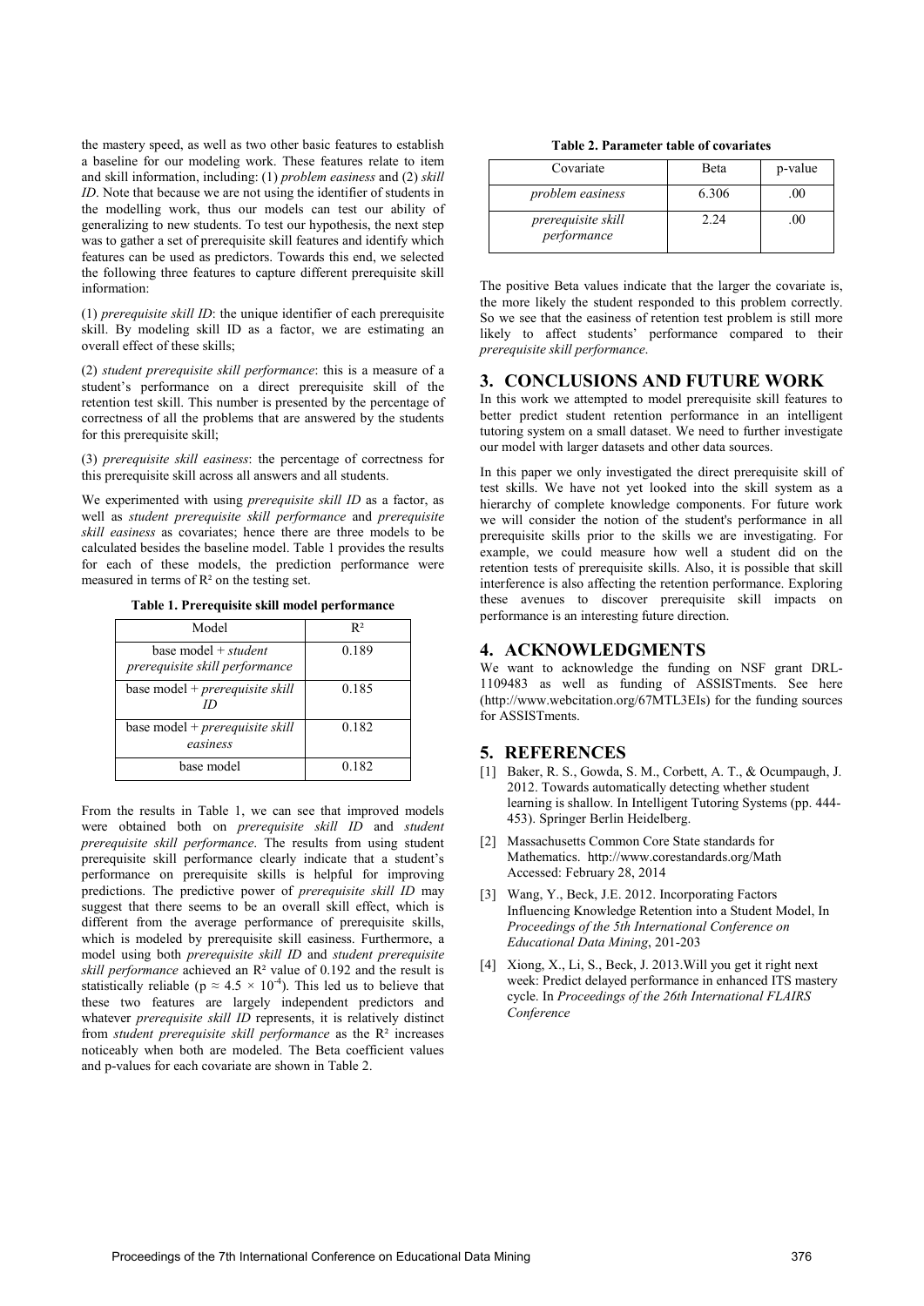the mastery speed, as well as two other basic features to establish a baseline for our modeling work. These features relate to item and skill information, including: (1) *problem easiness* and (2) *skill ID*. Note that because we are not using the identifier of students in the modelling work, thus our models can test our ability of generalizing to new students. To test our hypothesis, the next step was to gather a set of prerequisite skill features and identify which features can be used as predictors. Towards this end, we selected the following three features to capture different prerequisite skill information:

(1) *prerequisite skill ID*: the unique identifier of each prerequisite skill. By modeling skill ID as a factor, we are estimating an overall effect of these skills;

(2) *student prerequisite skill performance*: this is a measure of a student's performance on a direct prerequisite skill of the retention test skill. This number is presented by the percentage of correctness of all the problems that are answered by the students for this prerequisite skill;

(3) *prerequisite skill easiness*: the percentage of correctness for this prerequisite skill across all answers and all students.

We experimented with using *prerequisite skill ID* as a factor, as well as *student prerequisite skill performance* and *prerequisite skill easiness* as covariates; hence there are three models to be calculated besides the baseline model. Table 1 provides the results for each of these models, the prediction performance were measured in terms of $R^2$ on the testing set.

**Table 1. Prerequisite skill model performance**

| Model | $R^2$ |
|---|---|
| base model + *student prerequisite skill performance* | 0.189 |
| base model + *prerequisite skill ID* | 0.185 |
| base model + *prerequisite skill easiness* | 0.182 |
| base model | 0.182 |

From the results in Table 1, we can see that improved models were obtained both on *prerequisite skill ID* and *student prerequisite skill performance*. The results from using student prerequisite skill performance clearly indicate that a student's performance on prerequisite skills is helpful for improving predictions. The predictive power of *prerequisite skill ID* may suggest that there seems to be an overall skill effect, which is different from the average performance of prerequisite skills, which is modeled by prerequisite skill easiness. Furthermore, a model using both *prerequisite skill ID* and *student prerequisite skill performance* achieved an $R^2$ value of 0.192 and the result is statistically reliable ($p \approx 4.5 \times 10^{-4}$). This led us to believe that these two features are largely independent predictors and whatever *prerequisite skill ID* represents, it is relatively distinct from *student prerequisite skill performance* as the $R^2$ increases noticeably when both are modeled. The Beta coefficient values and p-values for each covariate are shown in Table 2.

**Table 2. Parameter table of covariates**

| Covariate | Beta | p-value |
|---|---|---|
| *problem easiness* | 6.306 | .00 |
| *prerequisite skill performance* | 2.24 | .00 |

The positive Beta values indicate that the larger the covariate is, the more likely the student responded to this problem correctly. So we see that the easiness of retention test problem is still more likely to affect students' performance compared to their *prerequisite skill performance*.

## 3. CONCLUSIONS AND FUTURE WORK

In this work we attempted to model prerequisite skill features to better predict student retention performance in an intelligent tutoring system on a small dataset. We need to further investigate our model with larger datasets and other data sources.

In this paper we only investigated the direct prerequisite skill of test skills. We have not yet looked into the skill system as a hierarchy of complete knowledge components. For future work we will consider the notion of the student's performance in all prerequisite skills prior to the skills we are investigating. For example, we could measure how well a student did on the retention tests of prerequisite skills. Also, it is possible that skill interference is also affecting the retention performance. Exploring these avenues to discover prerequisite skill impacts on performance is an interesting future direction.

## 4. ACKNOWLEDGMENTS

We want to acknowledge the funding on NSF grant DRL-1109483 as well as funding of ASSISTments. See here (http://www.webcitation.org/67MTL3EIs) for the funding sources for ASSISTments.

## 5. REFERENCES

[1] Baker, R. S., Gowda, S. M., Corbett, A. T., & Ocumpaugh, J. 2012. Towards automatically detecting whether student learning is shallow. In Intelligent Tutoring Systems (pp. 444-453). Springer Berlin Heidelberg.

[2] Massachusetts Common Core State standards for Mathematics. http://www.corestandards.org/Math Accessed: February 28, 2014

[3] Wang, Y., Beck, J.E. 2012. Incorporating Factors Influencing Knowledge Retention into a Student Model, In *Proceedings of the 5th International Conference on Educational Data Mining*, 201-203

[4] Xiong, X., Li, S., Beck, J. 2013.Will you get it right next week: Predict delayed performance in enhanced ITS mastery cycle. In *Proceedings of the 26th International FLAIRS Conference*